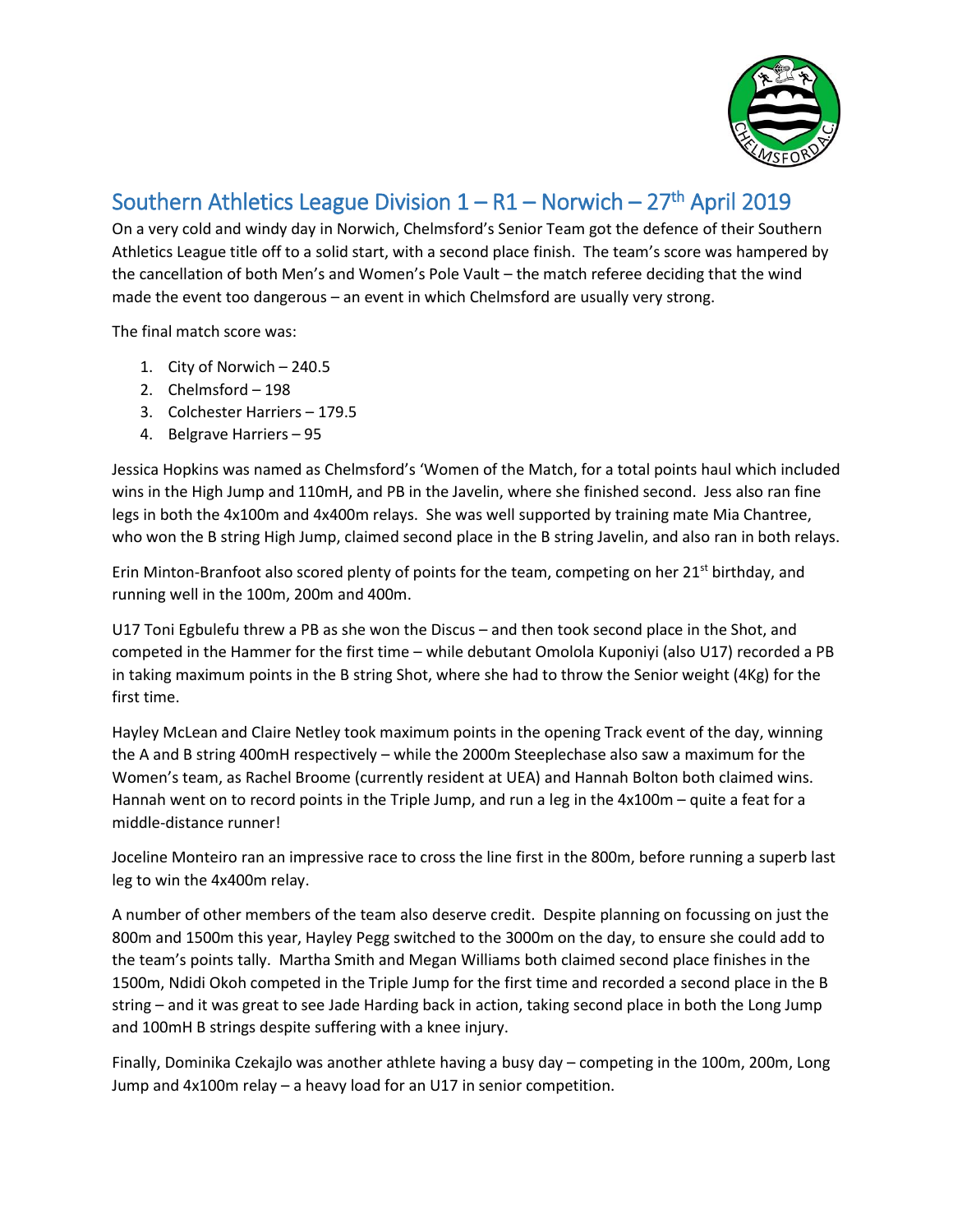# Southern Athletics League Division 1 – R1 – Norwich – 27th April 2019

On a very cold and windy day in Norwich, Chelmsford's Senior Team got the defence of their Southern Athletics League title off to a solid start, with a second place finish. The team's score was hampered by the cancellation of both Men's and Women's Pole Vault – the match referee deciding that the wind made the event too dangerous – an event in which Chelmsford are usually very strong.

The final match score was:

1. City of Norwich – 240.5
2. Chelmsford – 198
3. Colchester Harriers – 179.5
4. Belgrave Harriers – 95

Jessica Hopkins was named as Chelmsford's 'Women of the Match, for a total points haul which included wins in the High Jump and 110mH, and PB in the Javelin, where she finished second. Jess also ran fine legs in both the 4x100m and 4x400m relays. She was well supported by training mate Mia Chantree, who won the B string High Jump, claimed second place in the B string Javelin, and also ran in both relays.

Erin Minton-Branfoot also scored plenty of points for the team, competing on her 21st birthday, and running well in the 100m, 200m and 400m.

U17 Toni Egbulefu threw a PB as she won the Discus – and then took second place in the Shot, and competed in the Hammer for the first time – while debutant Omolola Kuponiyi (also U17) recorded a PB in taking maximum points in the B string Shot, where she had to throw the Senior weight (4Kg) for the first time.

Hayley McLean and Claire Netley took maximum points in the opening Track event of the day, winning the A and B string 400mH respectively – while the 2000m Steeplechase also saw a maximum for the Women's team, as Rachel Broome (currently resident at UEA) and Hannah Bolton both claimed wins. Hannah went on to record points in the Triple Jump, and run a leg in the 4x100m – quite a feat for a middle-distance runner!

Joceline Monteiro ran an impressive race to cross the line first in the 800m, before running a superb last leg to win the 4x400m relay.

A number of other members of the team also deserve credit. Despite planning on focussing on just the 800m and 1500m this year, Hayley Pegg switched to the 3000m on the day, to ensure she could add to the team's points tally. Martha Smith and Megan Williams both claimed second place finishes in the 1500m, Ndidi Okoh competed in the Triple Jump for the first time and recorded a second place in the B string – and it was great to see Jade Harding back in action, taking second place in both the Long Jump and 100mH B strings despite suffering with a knee injury.

Finally, Dominika Czekajlo was another athlete having a busy day – competing in the 100m, 200m, Long Jump and 4x100m relay – a heavy load for an U17 in senior competition.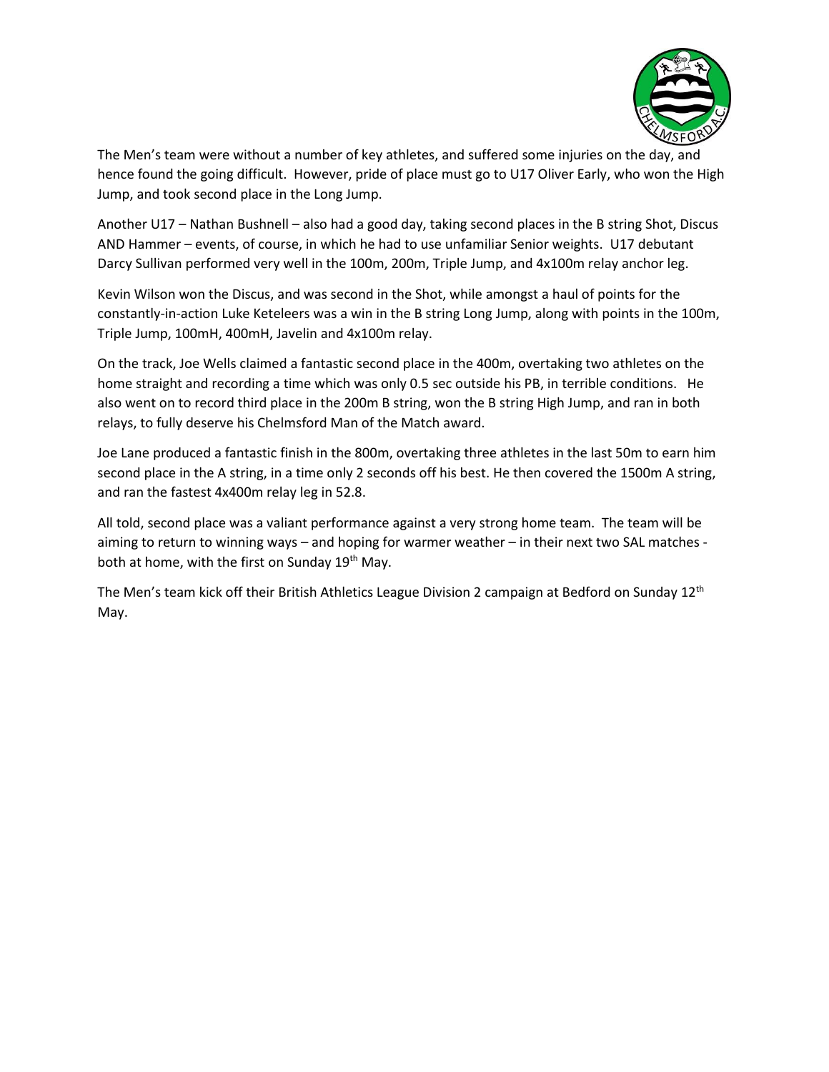The Men's team were without a number of key athletes, and suffered some injuries on the day, and hence found the going difficult. However, pride of place must go to U17 Oliver Early, who won the High Jump, and took second place in the Long Jump.

Another U17 – Nathan Bushnell – also had a good day, taking second places in the B string Shot, Discus AND Hammer – events, of course, in which he had to use unfamiliar Senior weights. U17 debutant Darcy Sullivan performed very well in the 100m, 200m, Triple Jump, and 4x100m relay anchor leg.

Kevin Wilson won the Discus, and was second in the Shot, while amongst a haul of points for the constantly-in-action Luke Keteleers was a win in the B string Long Jump, along with points in the 100m, Triple Jump, 100mH, 400mH, Javelin and 4x100m relay.

On the track, Joe Wells claimed a fantastic second place in the 400m, overtaking two athletes on the home straight and recording a time which was only 0.5 sec outside his PB, in terrible conditions. He also went on to record third place in the 200m B string, won the B string High Jump, and ran in both relays, to fully deserve his Chelmsford Man of the Match award.

Joe Lane produced a fantastic finish in the 800m, overtaking three athletes in the last 50m to earn him second place in the A string, in a time only 2 seconds off his best. He then covered the 1500m A string, and ran the fastest 4x400m relay leg in 52.8.

All told, second place was a valiant performance against a very strong home team. The team will be aiming to return to winning ways – and hoping for warmer weather – in their next two SAL matches - both at home, with the first on Sunday 19th May.

The Men's team kick off their British Athletics League Division 2 campaign at Bedford on Sunday 12th May.